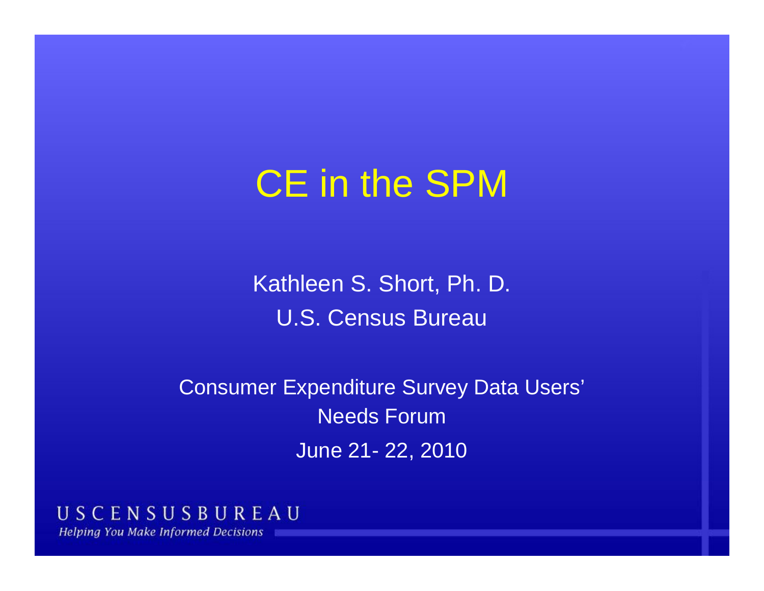# CE in the SPM

Kathleen S. Short, Ph. D.

U.S. Census Bureau

Consumer Expenditure Survey Data Users' Needs Forum

June 21- 22, 2010

USCENSUSBUREAU

*Helping You Make Informed Decisions*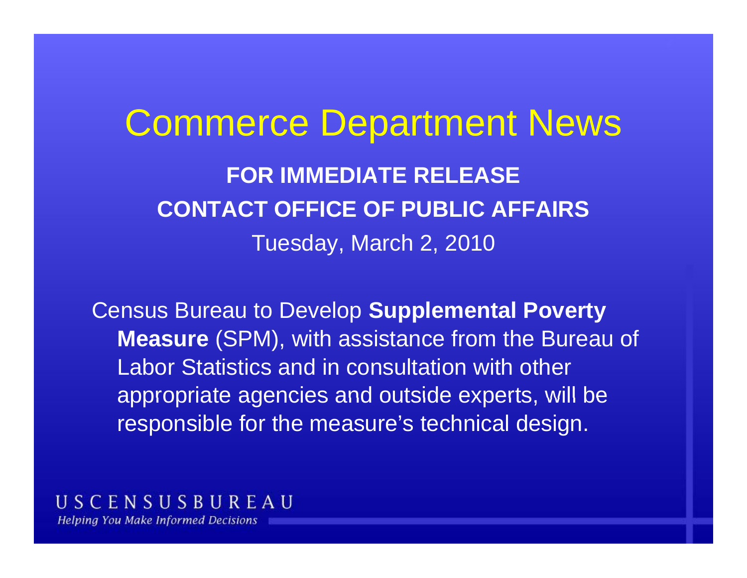# Commerce Department News

**FOR IMMEDIATE RELEASE**

**CONTACT OFFICE OF PUBLIC AFFAIRS**

Tuesday, March 2, 2010

Census Bureau to Develop **Supplemental Poverty Measure** (SPM), with assistance from the Bureau of Labor Statistics and in consultation with other appropriate agencies and outside experts, will be responsible for the measure's technical design.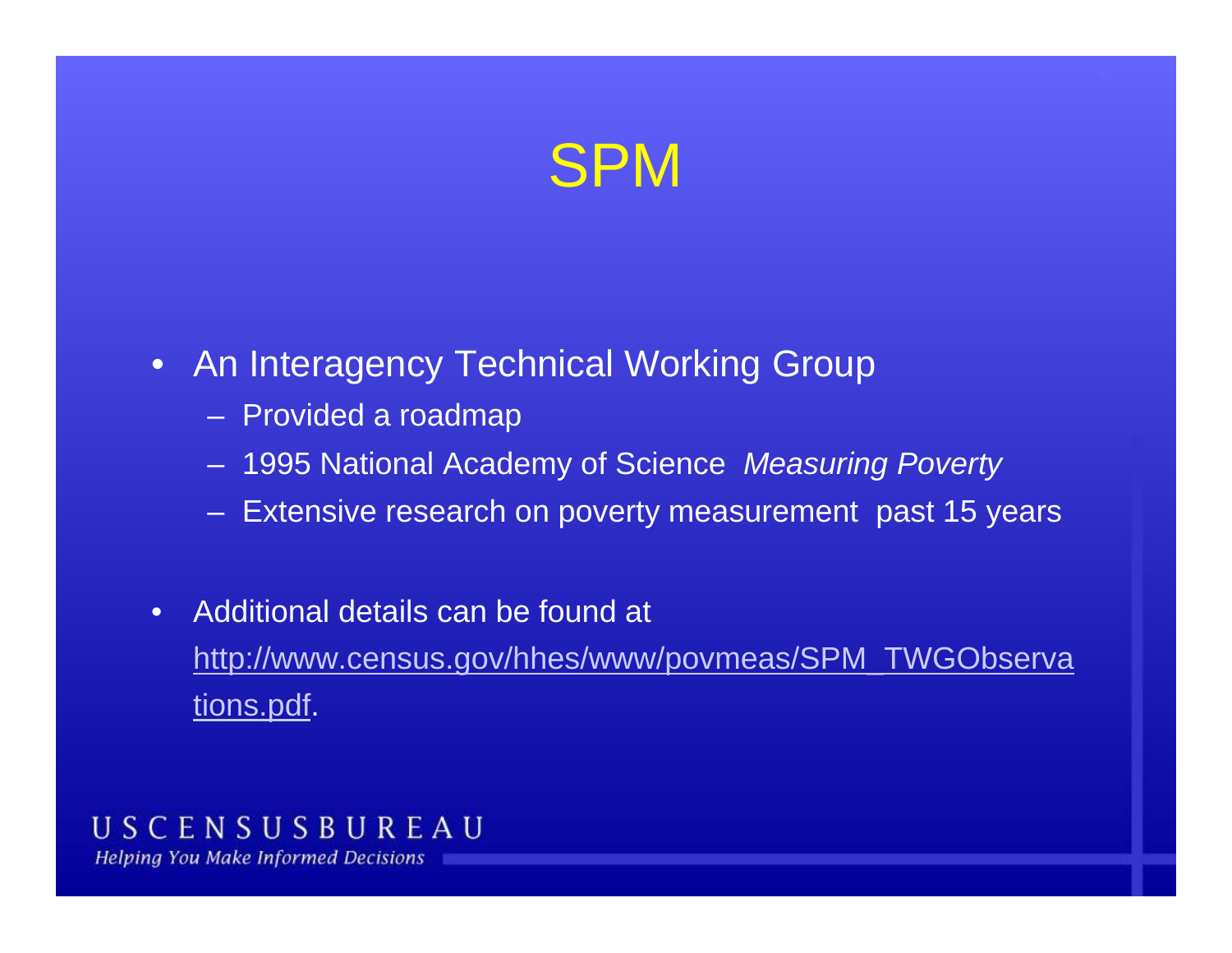# SPM

- An Interagency Technical Working Group
  - Provided a roadmap
  - 1995 National Academy of Science *Measuring Poverty*
  - Extensive research on poverty measurement past 15 years
- Additional details can be found at http://www.census.gov/hhes/www/povmeas/SPM_TWGObservations.pdf.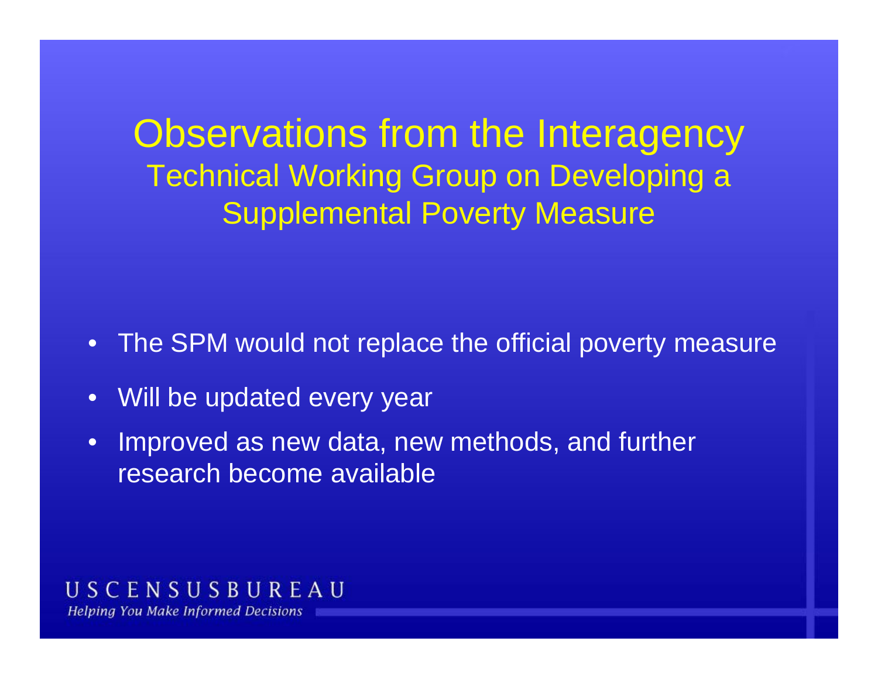# Observations from the Interagency Technical Working Group on Developing a Supplemental Poverty Measure

- The SPM would not replace the official poverty measure
- Will be updated every year
- Improved as new data, new methods, and further research become available

U S C E N S U S B U R E A U

*Helping You Make Informed Decisions*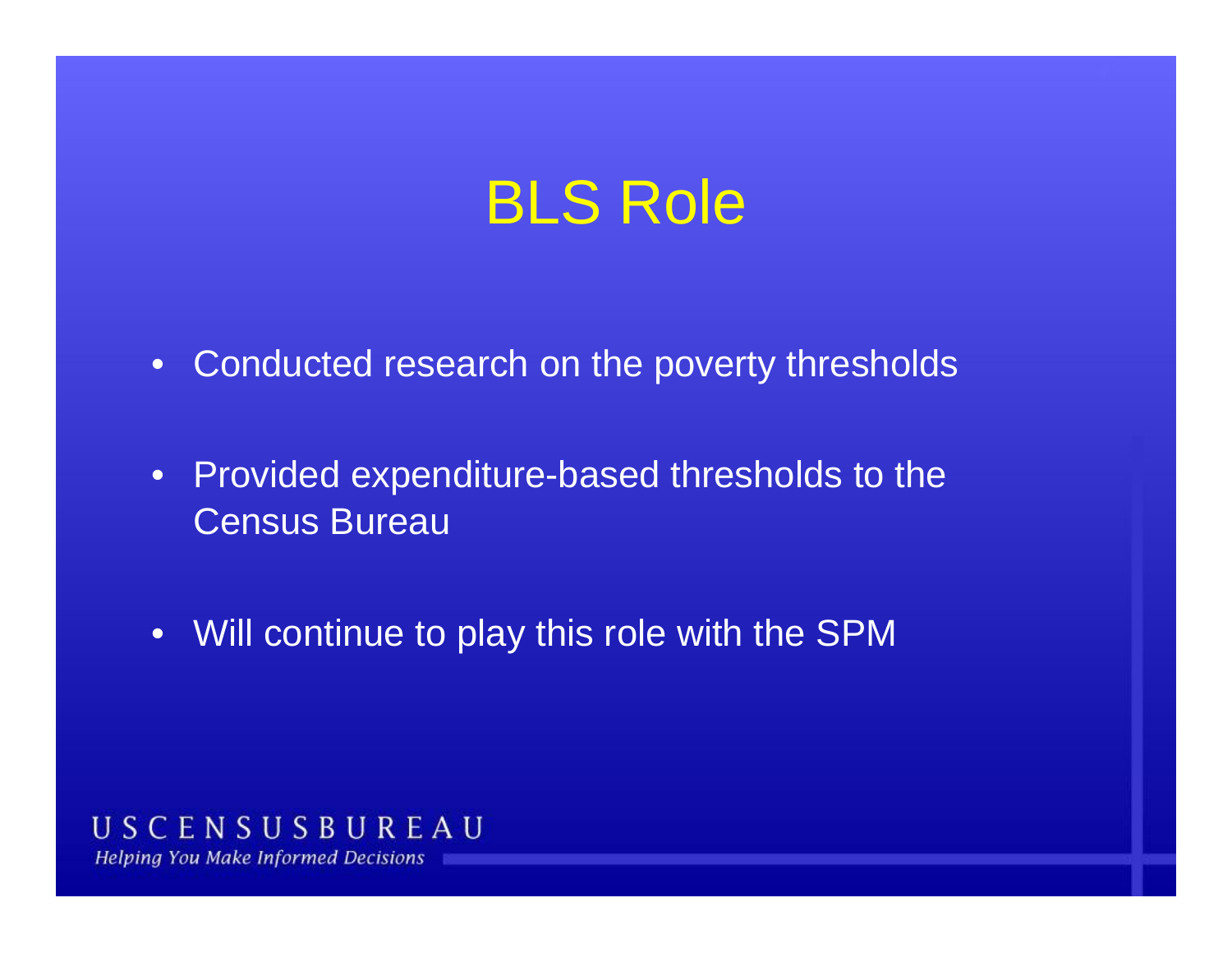# BLS Role

- Conducted research on the poverty thresholds
- Provided expenditure-based thresholds to the Census Bureau
- Will continue to play this role with the SPM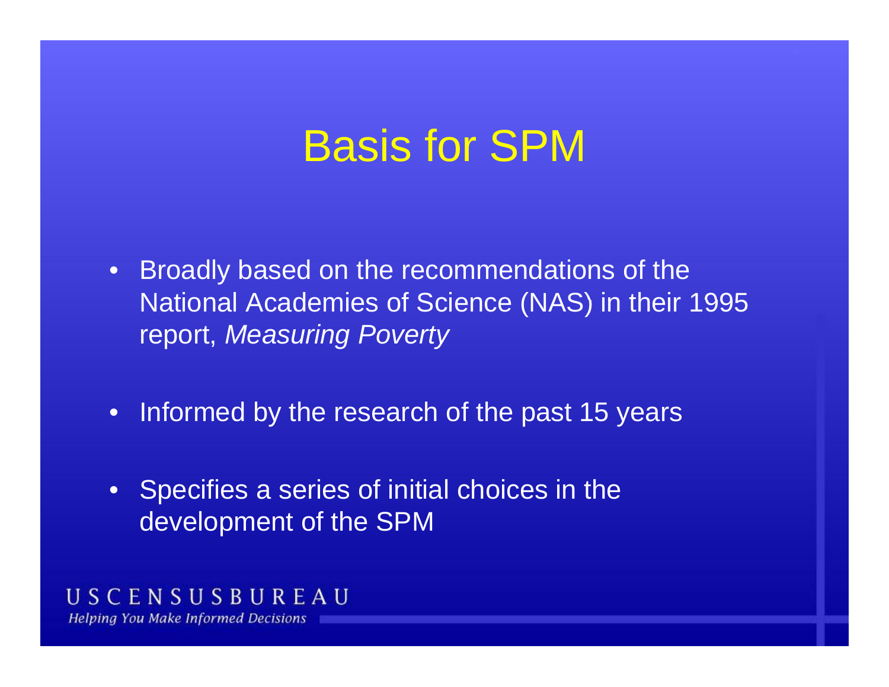# Basis for SPM

- Broadly based on the recommendations of the National Academies of Science (NAS) in their 1995 report, *Measuring Poverty*
- Informed by the research of the past 15 years
- Specifies a series of initial choices in the development of the SPM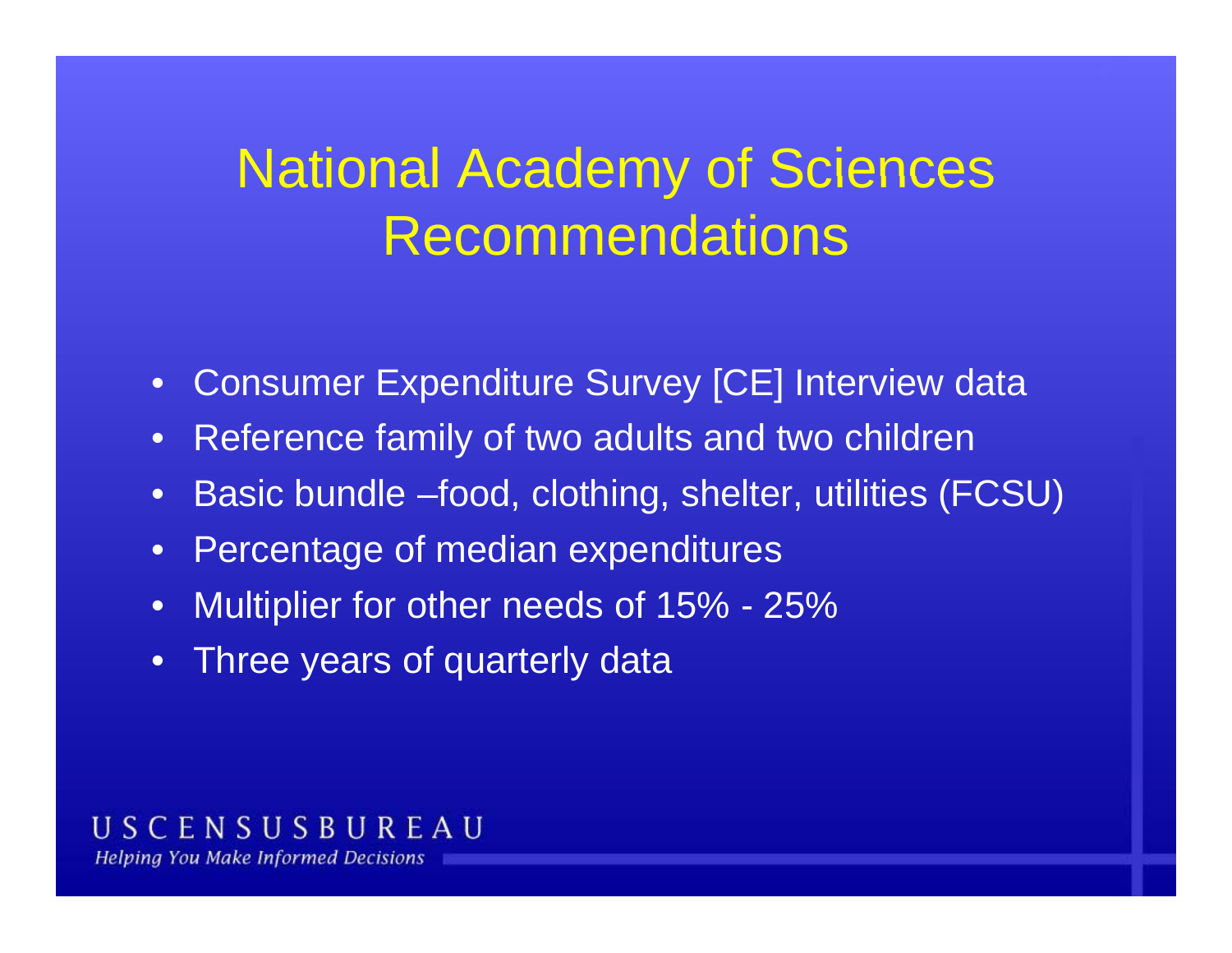# National Academy of Sciences Recommendations

- Consumer Expenditure Survey [CE] Interview data
- Reference family of two adults and two children
- Basic bundle –food, clothing, shelter, utilities (FCSU)
- Percentage of median expenditures
- Multiplier for other needs of 15% - 25%
- Three years of quarterly data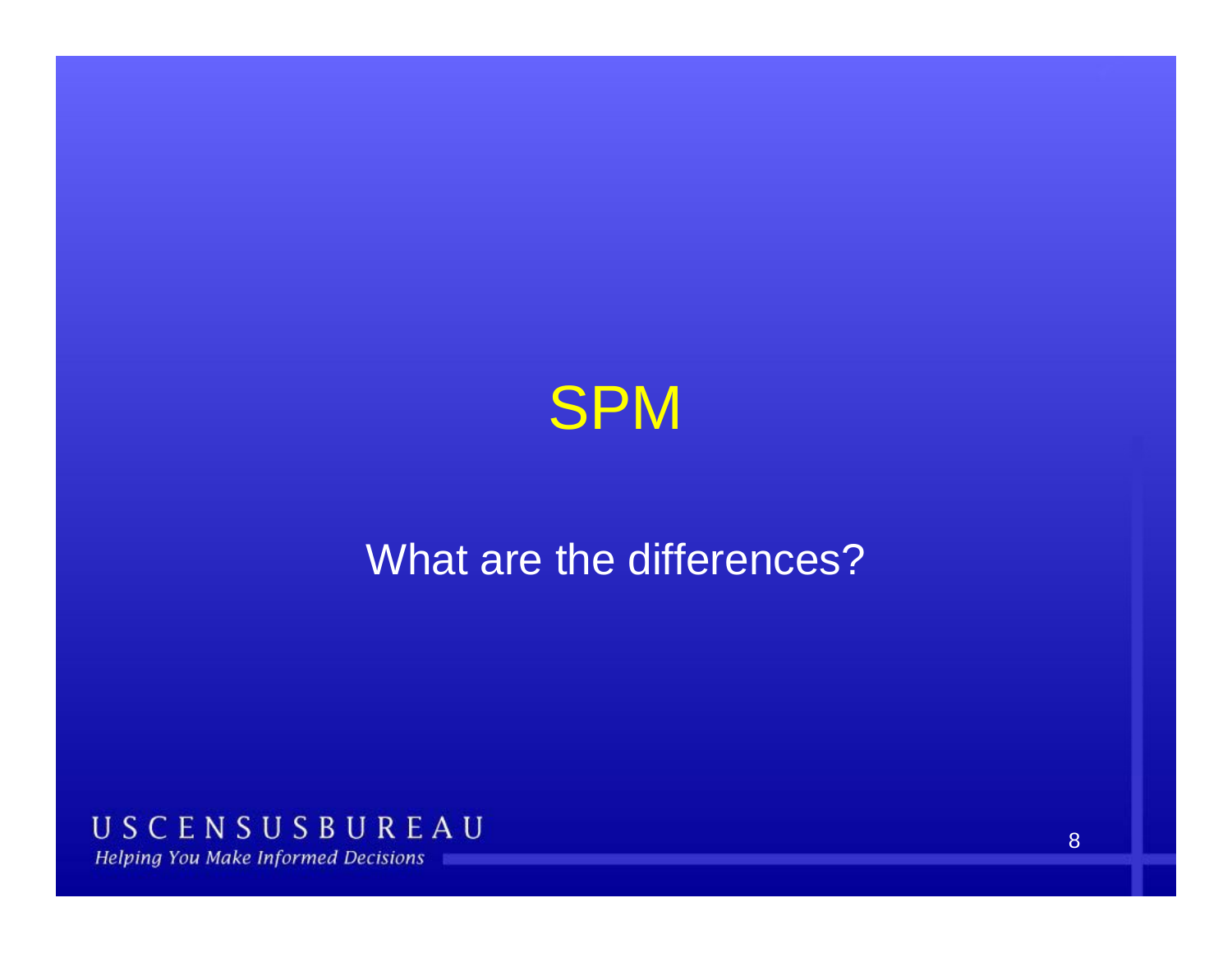# SPM

What are the differences?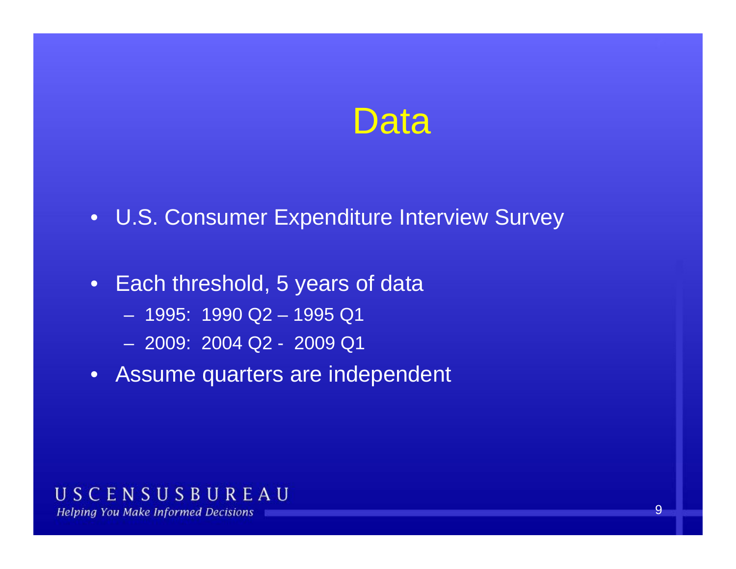# Data

- U.S. Consumer Expenditure Interview Survey
- Each threshold, 5 years of data
  - 1995: 1990 Q2 – 1995 Q1
  - 2009: 2004 Q2 - 2009 Q1
- Assume quarters are independent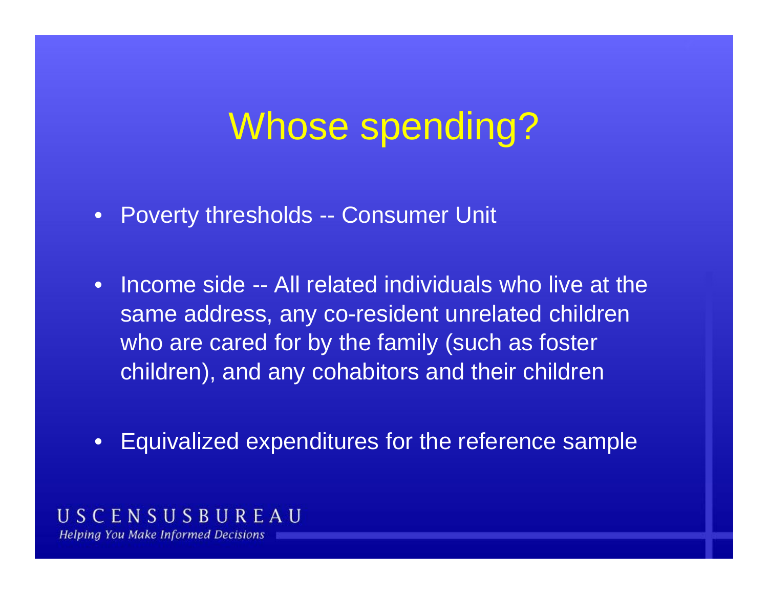# Whose spending?

- Poverty thresholds -- Consumer Unit
- Income side -- All related individuals who live at the same address, any co-resident unrelated children who are cared for by the family (such as foster children), and any cohabitors and their children
- Equivalized expenditures for the reference sample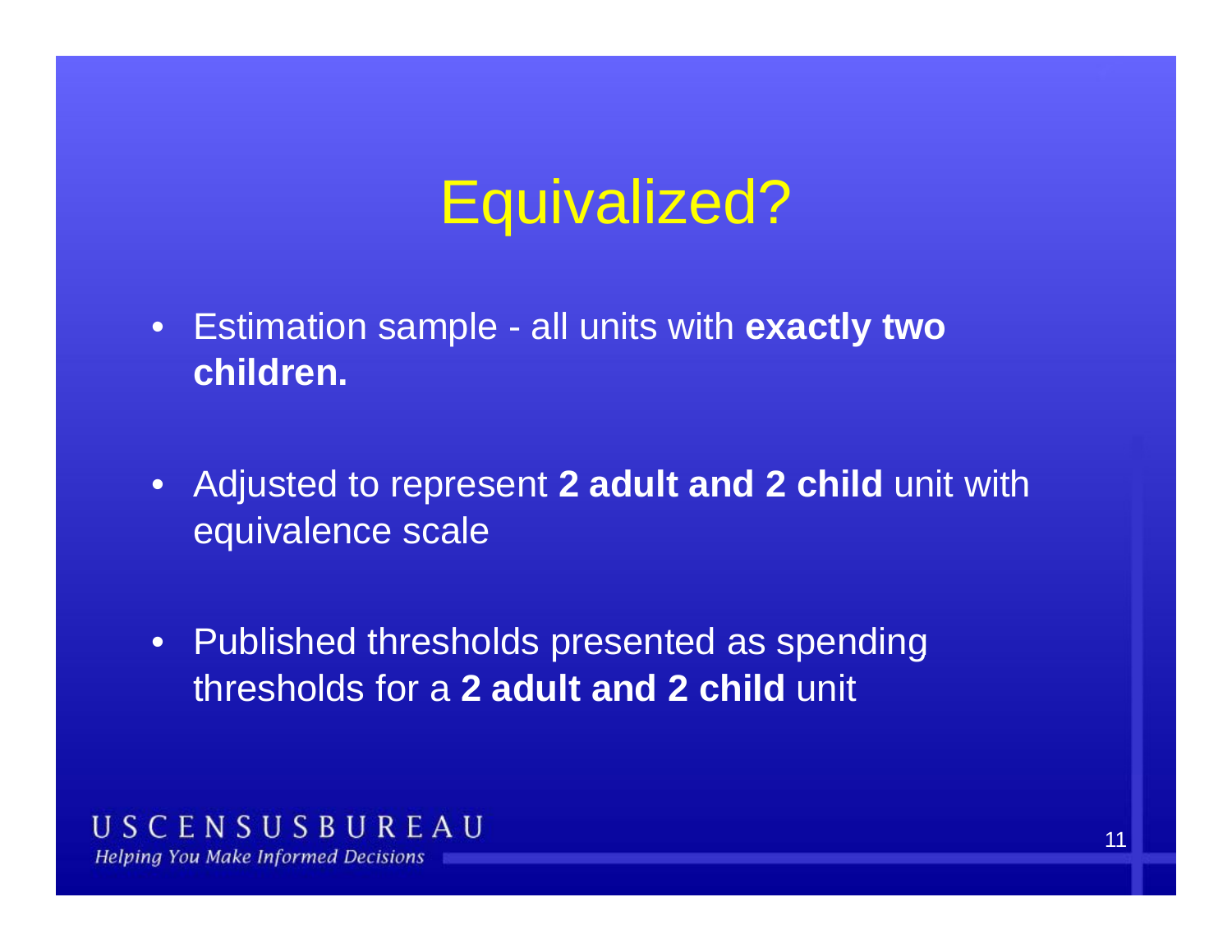# Equivalized?

- Estimation sample - all units with **exactly two children.**
- Adjusted to represent **2 adult and 2 child** unit with equivalence scale
- Published thresholds presented as spending thresholds for a **2 adult and 2 child** unit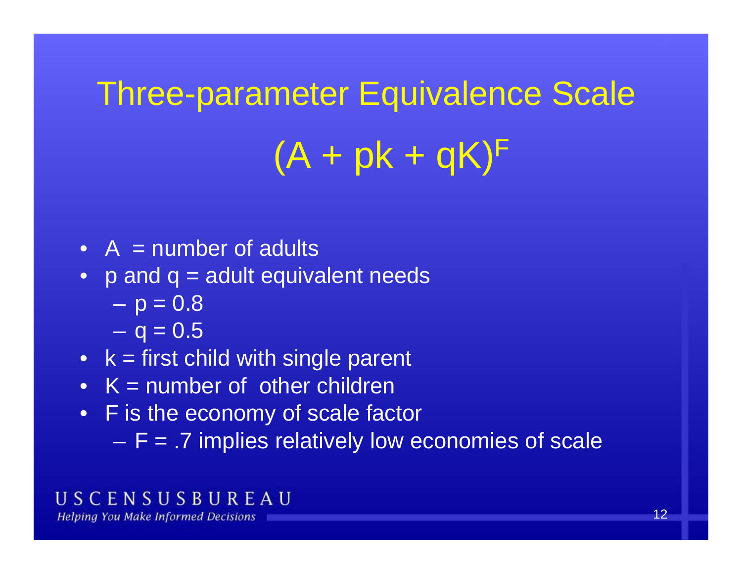# Three-parameter Equivalence Scale

$$(A + pk + qK)^F$$

- A = number of adults
- p and q = adult equivalent needs
  - p = 0.8
  - q = 0.5
- k = first child with single parent
- K = number of other children
- F is the economy of scale factor
  - F = .7 implies relatively low economies of scale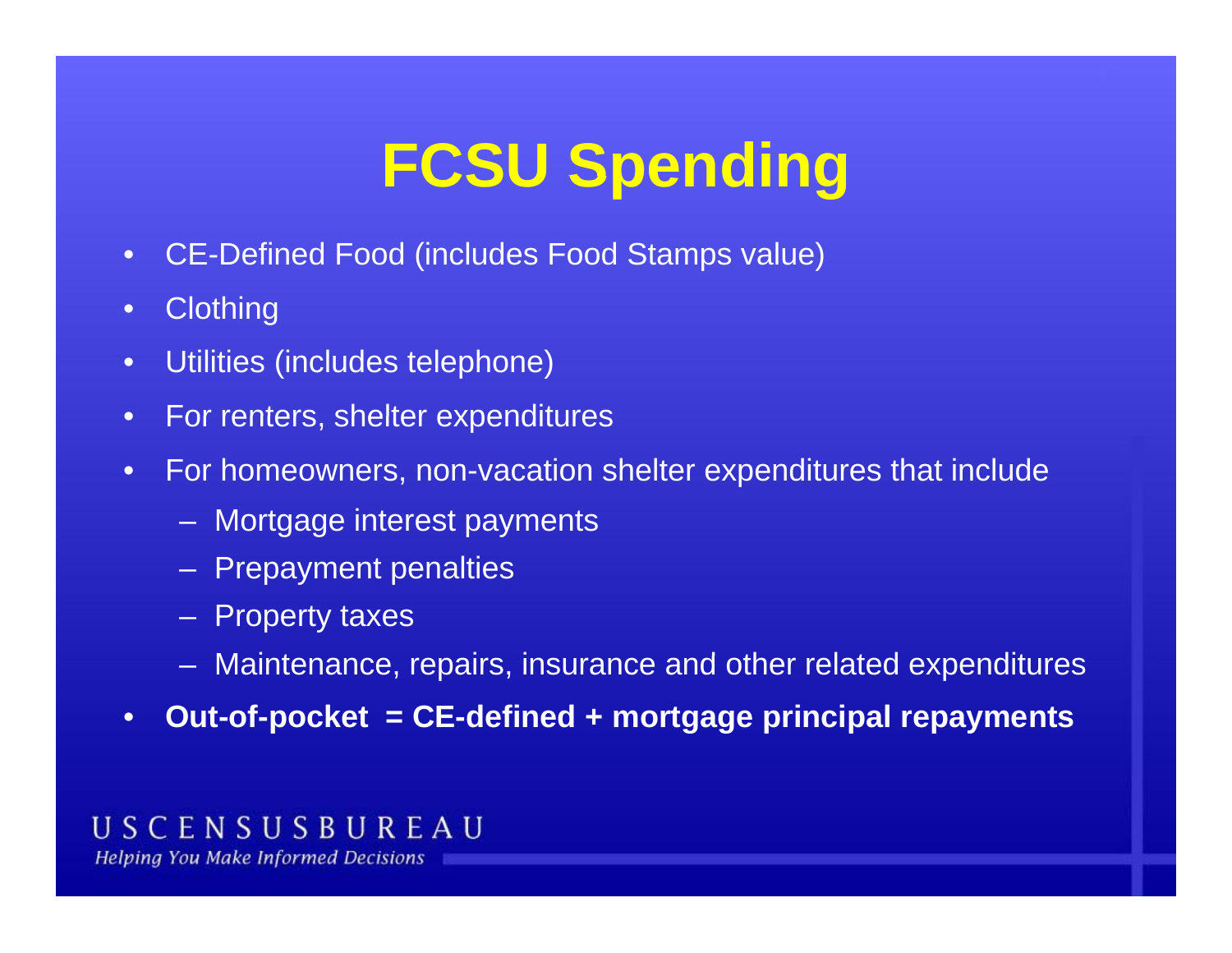# FCSU Spending

- CE-Defined Food (includes Food Stamps value)
- Clothing
- Utilities (includes telephone)
- For renters, shelter expenditures
- For homeowners, non-vacation shelter expenditures that include
  - Mortgage interest payments
  - Prepayment penalties
  - Property taxes
  - Maintenance, repairs, insurance and other related expenditures
- **Out-of-pocket = CE-defined + mortgage principal repayments**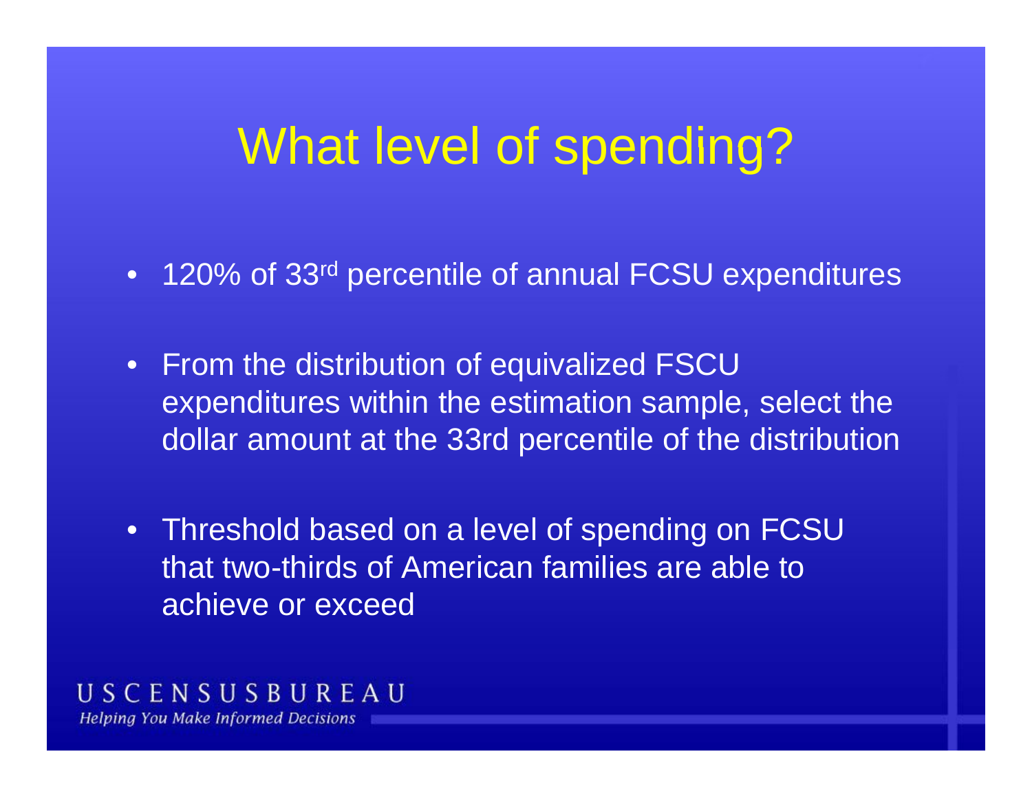# What level of spending?

- 120% of 33rd percentile of annual FCSU expenditures
- From the distribution of equivalized FSCU expenditures within the estimation sample, select the dollar amount at the 33rd percentile of the distribution
- Threshold based on a level of spending on FCSU that two-thirds of American families are able to achieve or exceed

USCENSUSBUREAU

*Helping You Make Informed Decisions*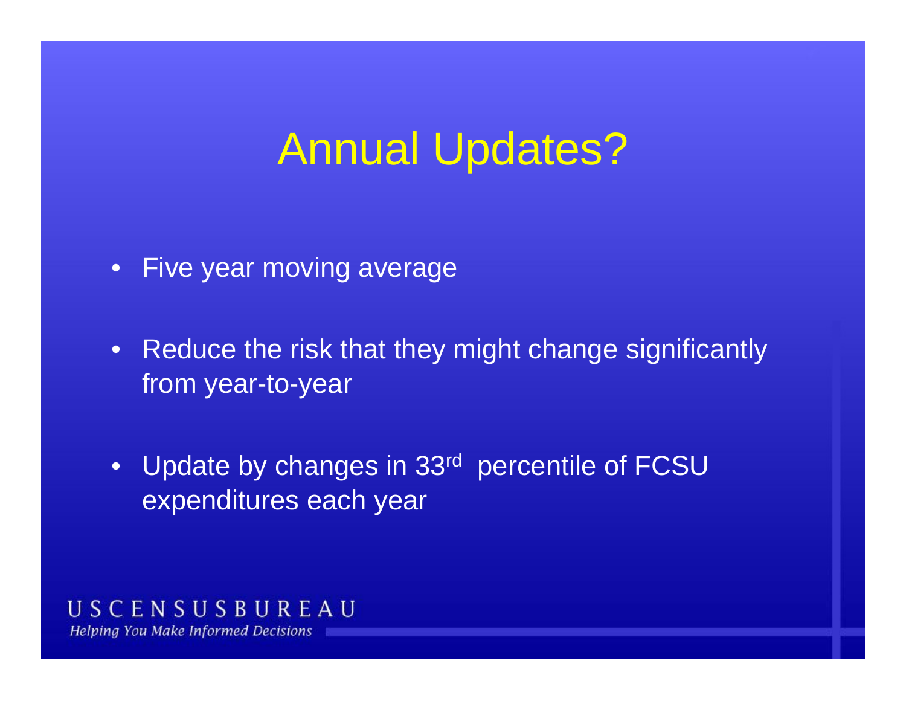# Annual Updates?

- Five year moving average
- Reduce the risk that they might change significantly from year-to-year
- Update by changes in 33rd percentile of FCSU expenditures each year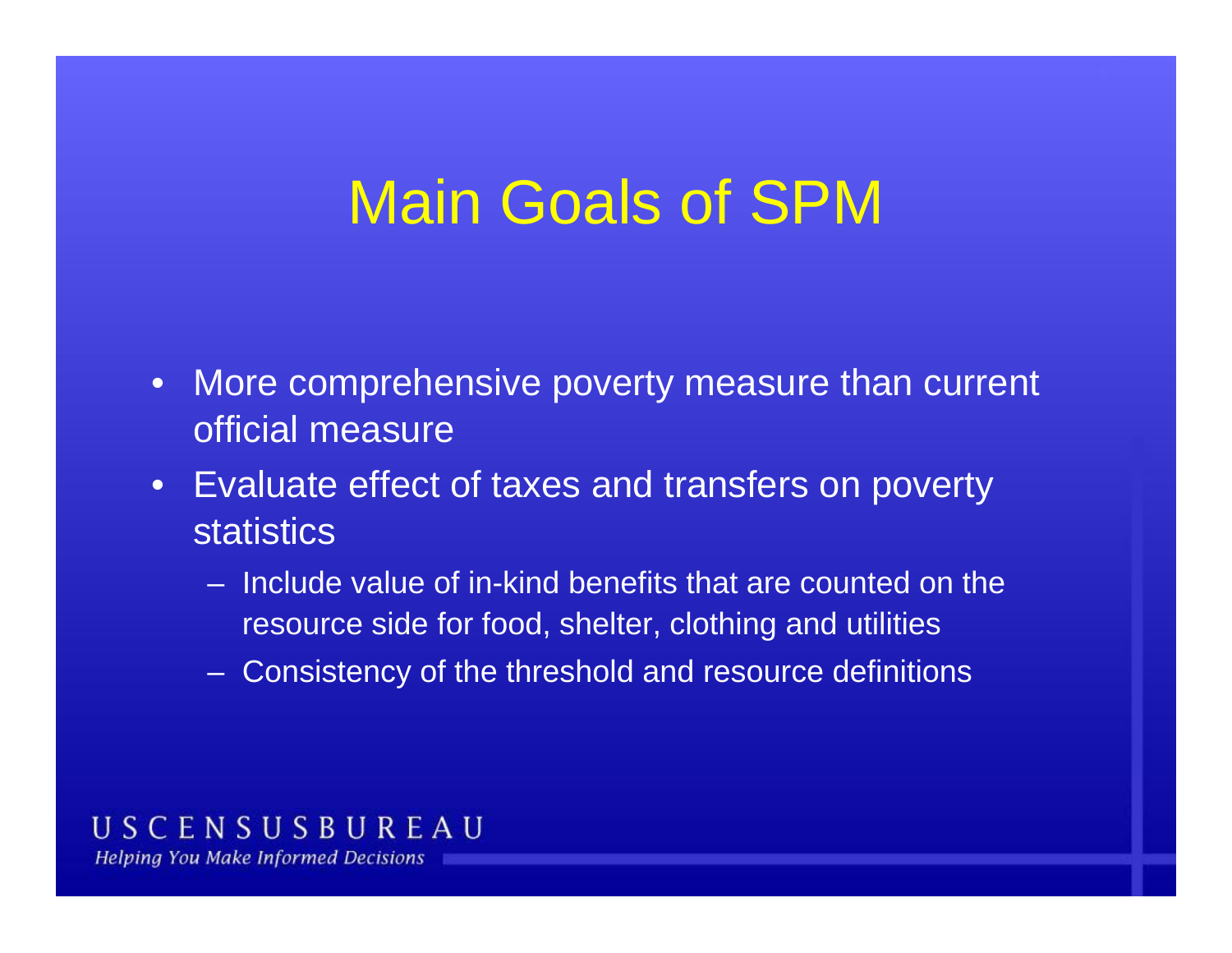# Main Goals of SPM

- More comprehensive poverty measure than current official measure
- Evaluate effect of taxes and transfers on poverty statistics
  - Include value of in-kind benefits that are counted on the resource side for food, shelter, clothing and utilities
  - Consistency of the threshold and resource definitions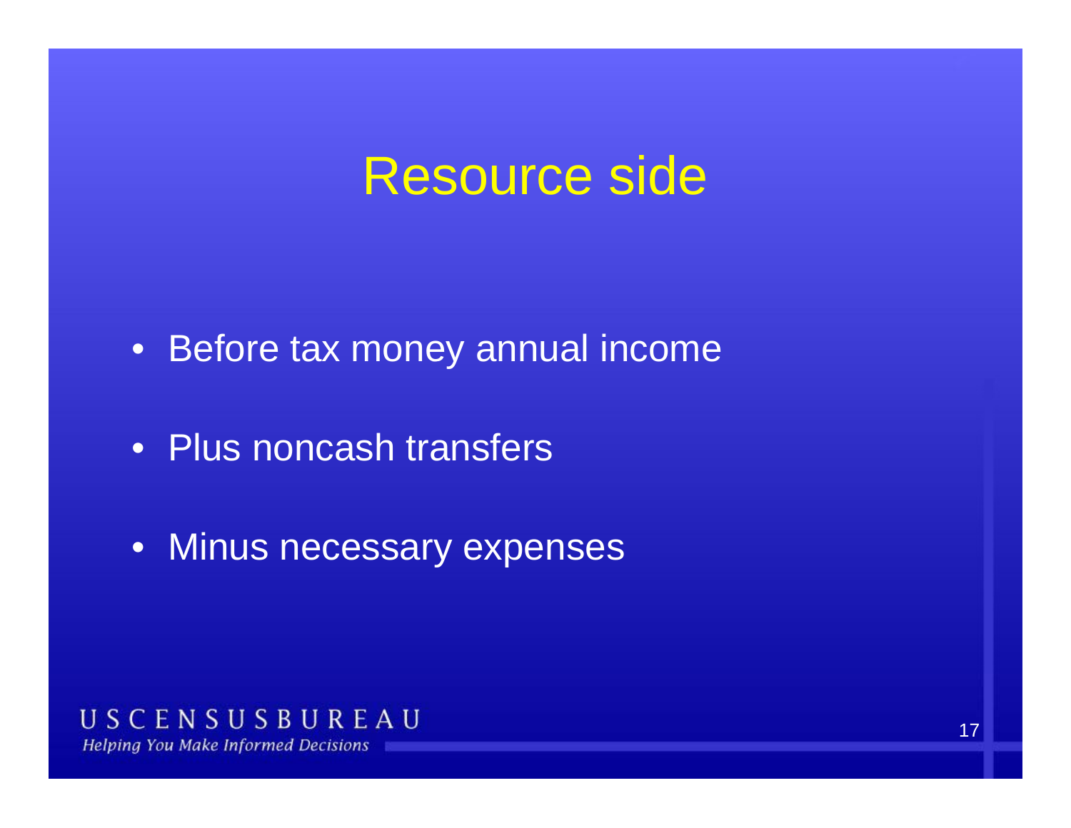# Resource side

- Before tax money annual income
- Plus noncash transfers
- Minus necessary expenses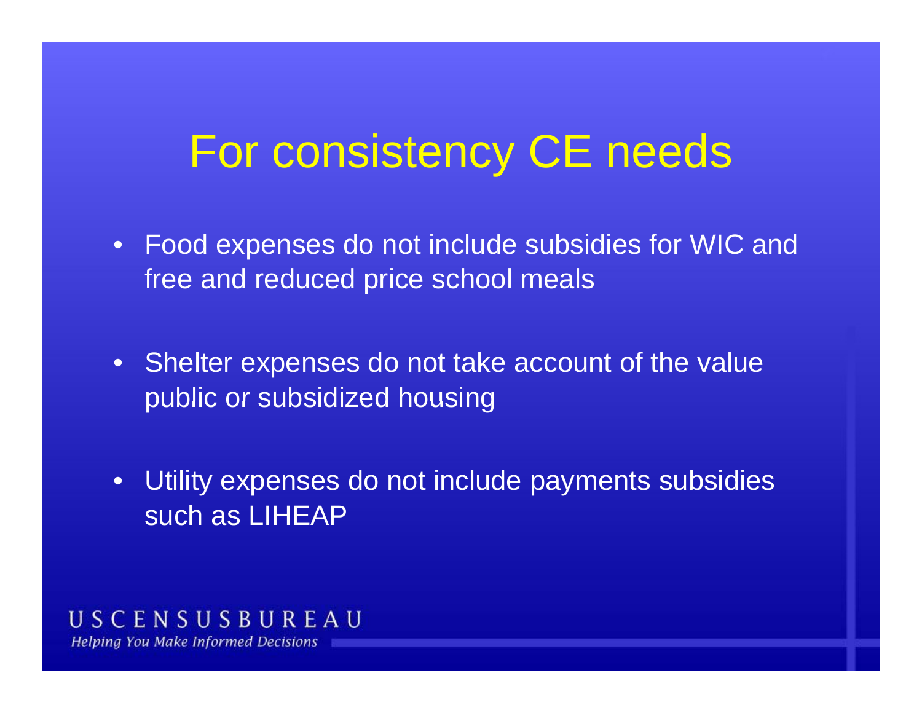# For consistency CE needs

- Food expenses do not include subsidies for WIC and free and reduced price school meals
- Shelter expenses do not take account of the value public or subsidized housing
- Utility expenses do not include payments subsidies such as LIHEAP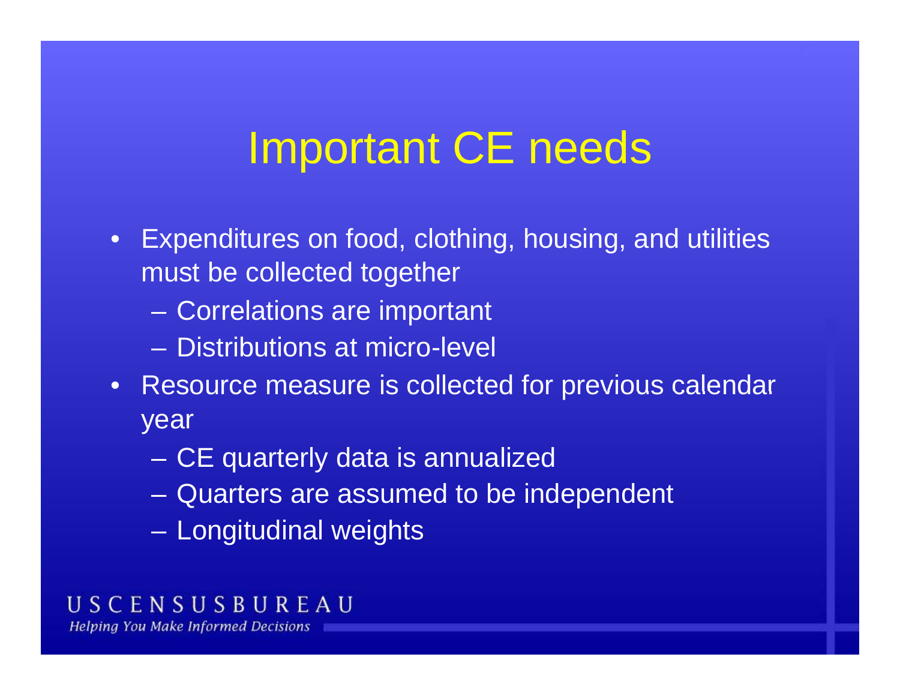# Important CE needs

- Expenditures on food, clothing, housing, and utilities must be collected together
  - Correlations are important
  - Distributions at micro-level
- Resource measure is collected for previous calendar year
  - CE quarterly data is annualized
  - Quarters are assumed to be independent
  - Longitudinal weights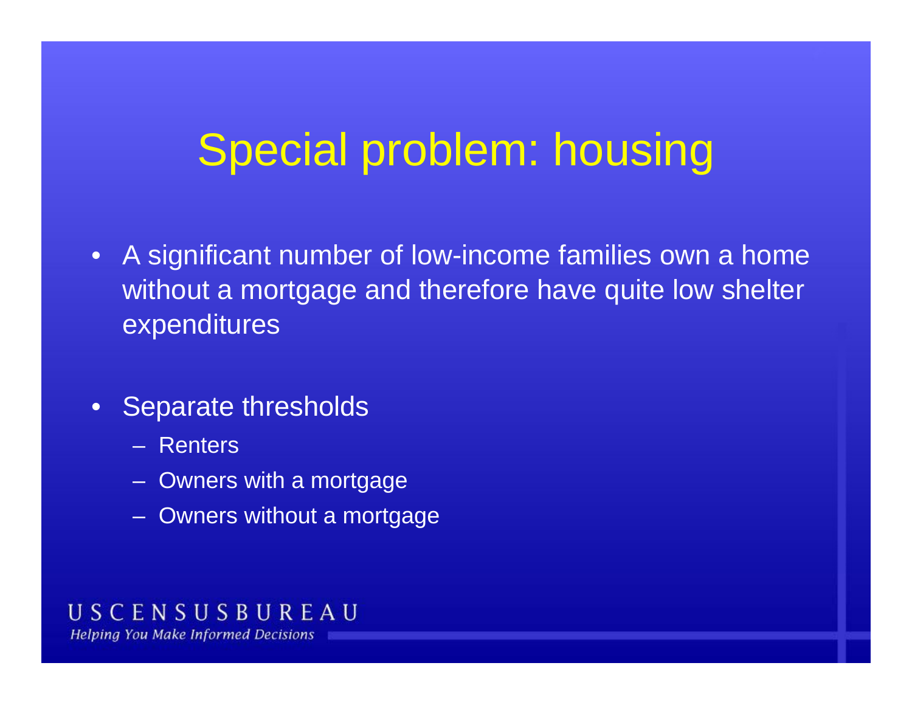# Special problem: housing

- A significant number of low-income families own a home without a mortgage and therefore have quite low shelter expenditures
- Separate thresholds
  - Renters
  - Owners with a mortgage
  - Owners without a mortgage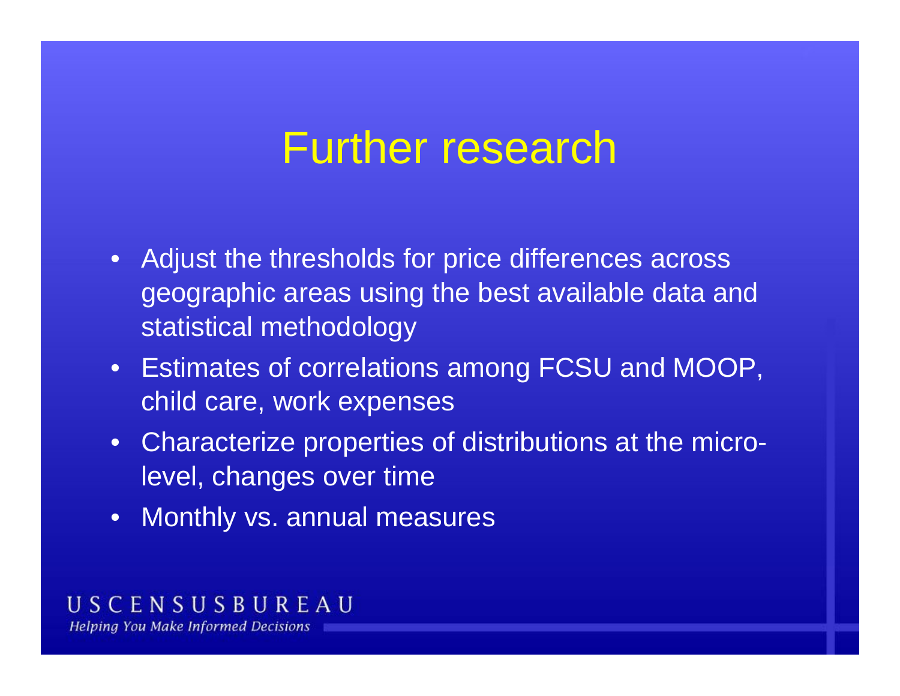# Further research

- Adjust the thresholds for price differences across geographic areas using the best available data and statistical methodology
- Estimates of correlations among FCSU and MOOP, child care, work expenses
- Characterize properties of distributions at the micro-level, changes over time
- Monthly vs. annual measures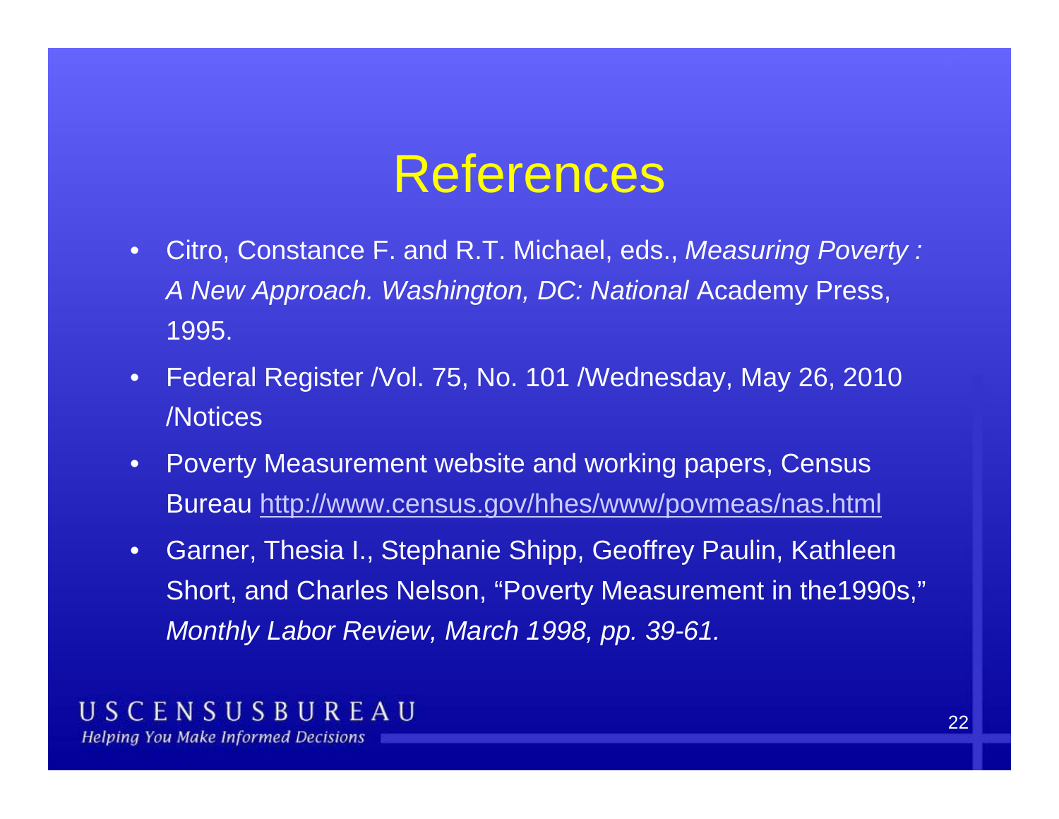# References

- Citro, Constance F. and R.T. Michael, eds., *Measuring Poverty : A New Approach. Washington, DC: National* Academy Press, 1995.
- Federal Register /Vol. 75, No. 101 /Wednesday, May 26, 2010 /Notices
- Poverty Measurement website and working papers, Census Bureau http://www.census.gov/hhes/www/povmeas/nas.html
- Garner, Thesia I., Stephanie Shipp, Geoffrey Paulin, Kathleen Short, and Charles Nelson, "Poverty Measurement in the1990s," *Monthly Labor Review, March 1998, pp. 39-61.*

U S C E N S U S B U R E A U

*Helping You Make Informed Decisions*